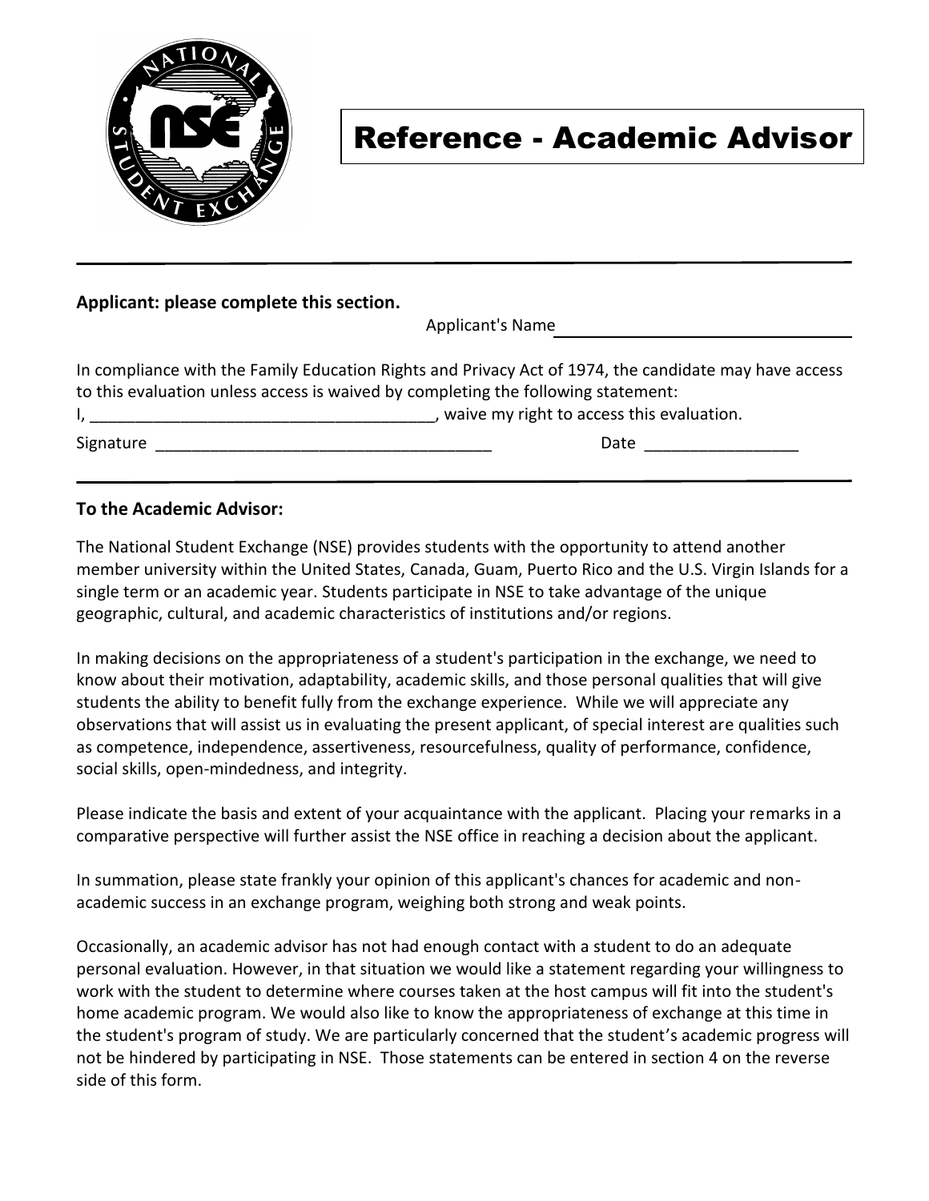# Reference - Academic Advisor

---

**Applicant: please complete this section.**

Applicant's Name ___________________________________

In compliance with the Family Education Rights and Privacy Act of 1974, the candidate may have access to this evaluation unless access is waived by completing the following statement:

I, ______________________________________, waive my right to access this evaluation.

Signature ______________________________________ Date _________________

---

**To the Academic Advisor:**

The National Student Exchange (NSE) provides students with the opportunity to attend another member university within the United States, Canada, Guam, Puerto Rico and the U.S. Virgin Islands for a single term or an academic year. Students participate in NSE to take advantage of the unique geographic, cultural, and academic characteristics of institutions and/or regions.

In making decisions on the appropriateness of a student's participation in the exchange, we need to know about their motivation, adaptability, academic skills, and those personal qualities that will give students the ability to benefit fully from the exchange experience. While we will appreciate any observations that will assist us in evaluating the present applicant, of special interest are qualities such as competence, independence, assertiveness, resourcefulness, quality of performance, confidence, social skills, open-mindedness, and integrity.

Please indicate the basis and extent of your acquaintance with the applicant. Placing your remarks in a comparative perspective will further assist the NSE office in reaching a decision about the applicant.

In summation, please state frankly your opinion of this applicant's chances for academic and non-academic success in an exchange program, weighing both strong and weak points.

Occasionally, an academic advisor has not had enough contact with a student to do an adequate personal evaluation. However, in that situation we would like a statement regarding your willingness to work with the student to determine where courses taken at the host campus will fit into the student's home academic program. We would also like to know the appropriateness of exchange at this time in the student's program of study. We are particularly concerned that the student's academic progress will not be hindered by participating in NSE. Those statements can be entered in section 4 on the reverse side of this form.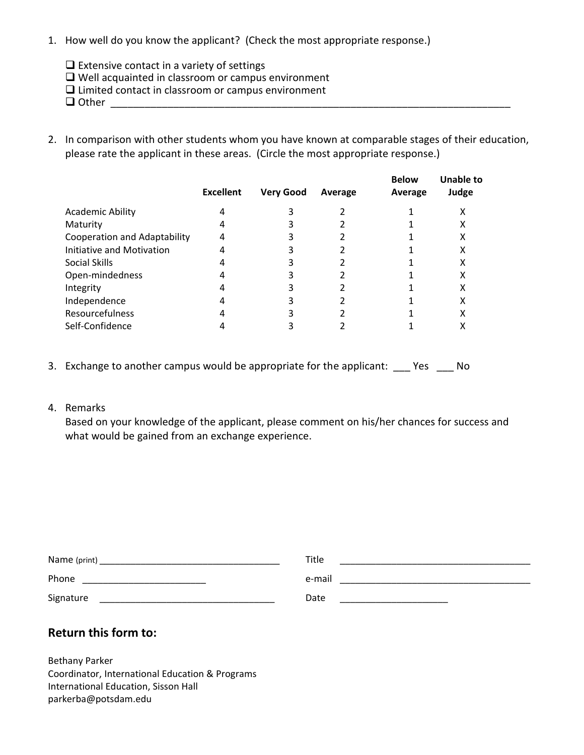1. How well do you know the applicant? (Check the most appropriate response.)

   - ❑ Extensive contact in a variety of settings
   - ❑ Well acquainted in classroom or campus environment
   - ❑ Limited contact in classroom or campus environment
   - ❑ Other ___________________________________________________________________________

2. In comparison with other students whom you have known at comparable stages of their education, please rate the applicant in these areas. (Circle the most appropriate response.)

| | Excellent | Very Good | Average | Below Average | Unable to Judge |
|---|---|---|---|---|---|
| Academic Ability | 4 | 3 | 2 | 1 | X |
| Maturity | 4 | 3 | 2 | 1 | X |
| Cooperation and Adaptability | 4 | 3 | 2 | 1 | X |
| Initiative and Motivation | 4 | 3 | 2 | 1 | X |
| Social Skills | 4 | 3 | 2 | 1 | X |
| Open-mindedness | 4 | 3 | 2 | 1 | X |
| Integrity | 4 | 3 | 2 | 1 | X |
| Independence | 4 | 3 | 2 | 1 | X |
| Resourcefulness | 4 | 3 | 2 | 1 | X |
| Self-Confidence | 4 | 3 | 2 | 1 | X |

3. Exchange to another campus would be appropriate for the applicant: ___ Yes ___ No

4. Remarks
   Based on your knowledge of the applicant, please comment on his/her chances for success and what would be gained from an exchange experience.

Name (print) ___________________________________ Title ______________________________________

Phone ________________________ e-mail ______________________________________

Signature __________________________________ Date _____________________

## Return this form to:

Bethany Parker
Coordinator, International Education & Programs
International Education, Sisson Hall
parkerba@potsdam.edu